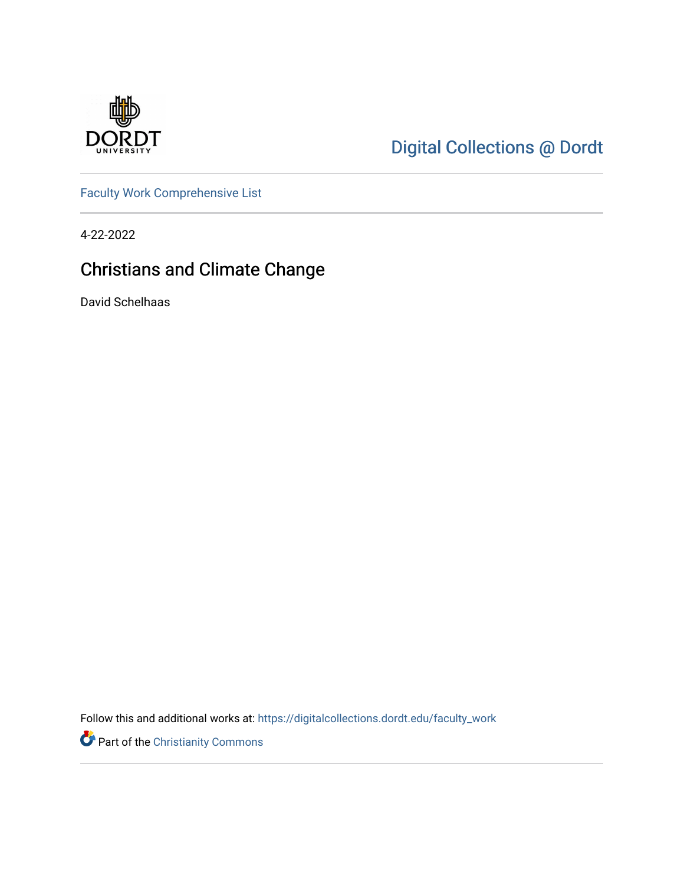Digital Collections @ Dordt

Faculty Work Comprehensive List

4-22-2022

# Christians and Climate Change

David Schelhaas

Follow this and additional works at: https://digitalcollections.dordt.edu/faculty_work

Part of the Christianity Commons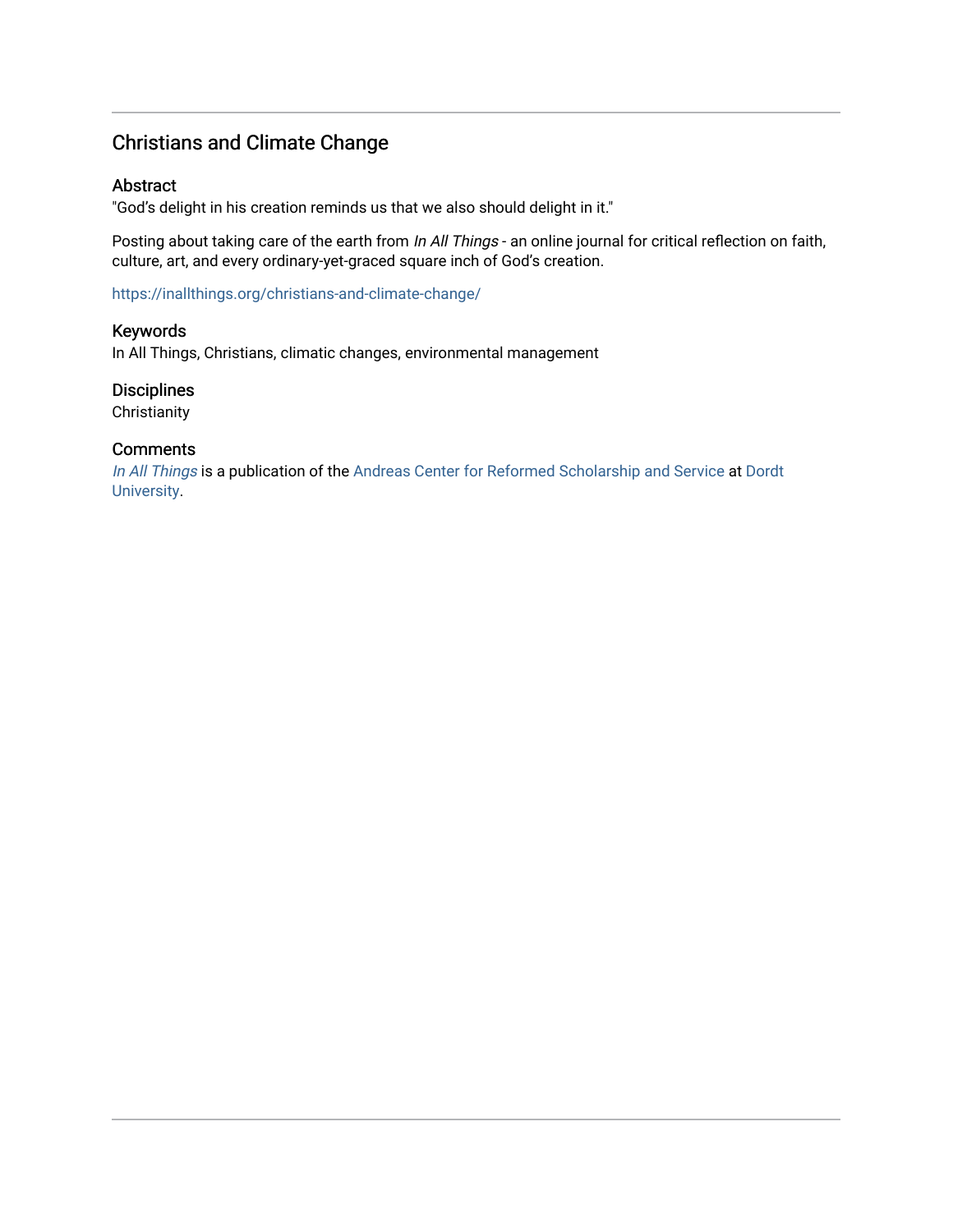## Christians and Climate Change

### Abstract

"God's delight in his creation reminds us that we also should delight in it."

Posting about taking care of the earth from *In All Things* - an online journal for critical reflection on faith, culture, art, and every ordinary-yet-graced square inch of God's creation.

https://inallthings.org/christians-and-climate-change/

### Keywords

In All Things, Christians, climatic changes, environmental management

### Disciplines

Christianity

### Comments

*In All Things* is a publication of the Andreas Center for Reformed Scholarship and Service at Dordt University.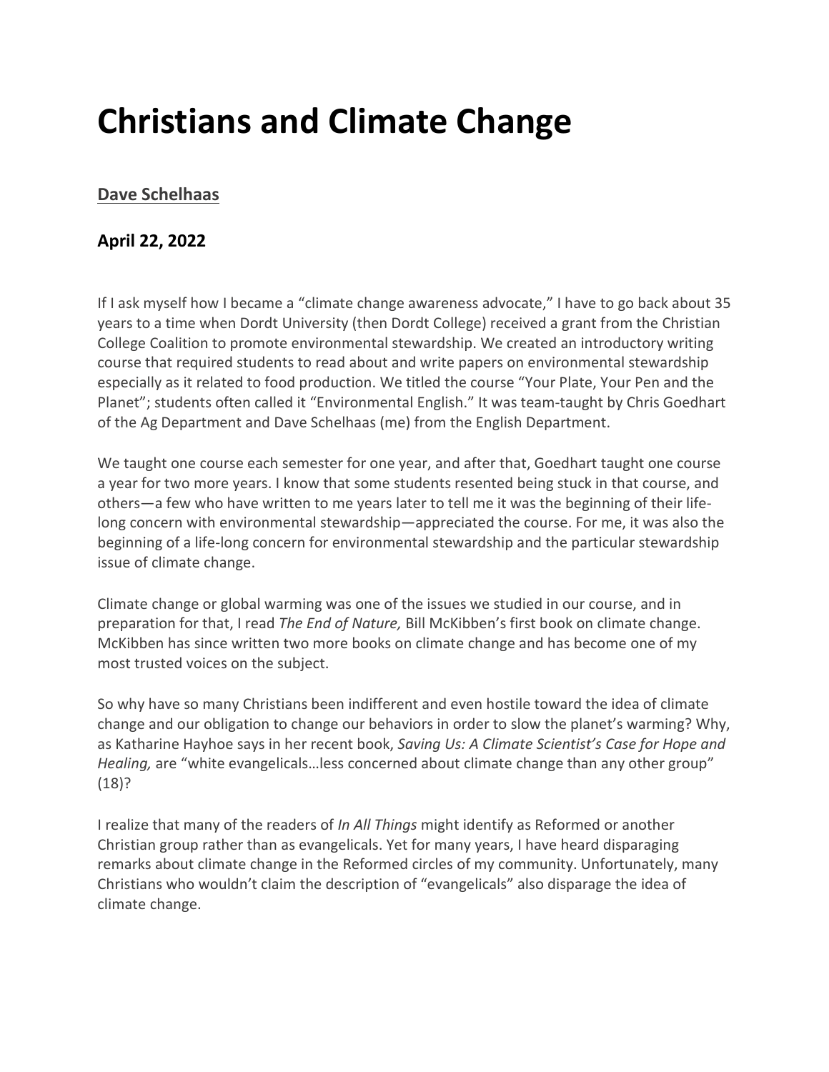# Christians and Climate Change

**Dave Schelhaas**

**April 22, 2022**

If I ask myself how I became a "climate change awareness advocate," I have to go back about 35 years to a time when Dordt University (then Dordt College) received a grant from the Christian College Coalition to promote environmental stewardship. We created an introductory writing course that required students to read about and write papers on environmental stewardship especially as it related to food production. We titled the course "Your Plate, Your Pen and the Planet"; students often called it "Environmental English." It was team-taught by Chris Goedhart of the Ag Department and Dave Schelhaas (me) from the English Department.

We taught one course each semester for one year, and after that, Goedhart taught one course a year for two more years. I know that some students resented being stuck in that course, and others—a few who have written to me years later to tell me it was the beginning of their life-long concern with environmental stewardship—appreciated the course. For me, it was also the beginning of a life-long concern for environmental stewardship and the particular stewardship issue of climate change.

Climate change or global warming was one of the issues we studied in our course, and in preparation for that, I read *The End of Nature,* Bill McKibben's first book on climate change. McKibben has since written two more books on climate change and has become one of my most trusted voices on the subject.

So why have so many Christians been indifferent and even hostile toward the idea of climate change and our obligation to change our behaviors in order to slow the planet's warming? Why, as Katharine Hayhoe says in her recent book, *Saving Us: A Climate Scientist's Case for Hope and Healing,* are "white evangelicals…less concerned about climate change than any other group" (18)?

I realize that many of the readers of *In All Things* might identify as Reformed or another Christian group rather than as evangelicals. Yet for many years, I have heard disparaging remarks about climate change in the Reformed circles of my community. Unfortunately, many Christians who wouldn't claim the description of "evangelicals" also disparage the idea of climate change.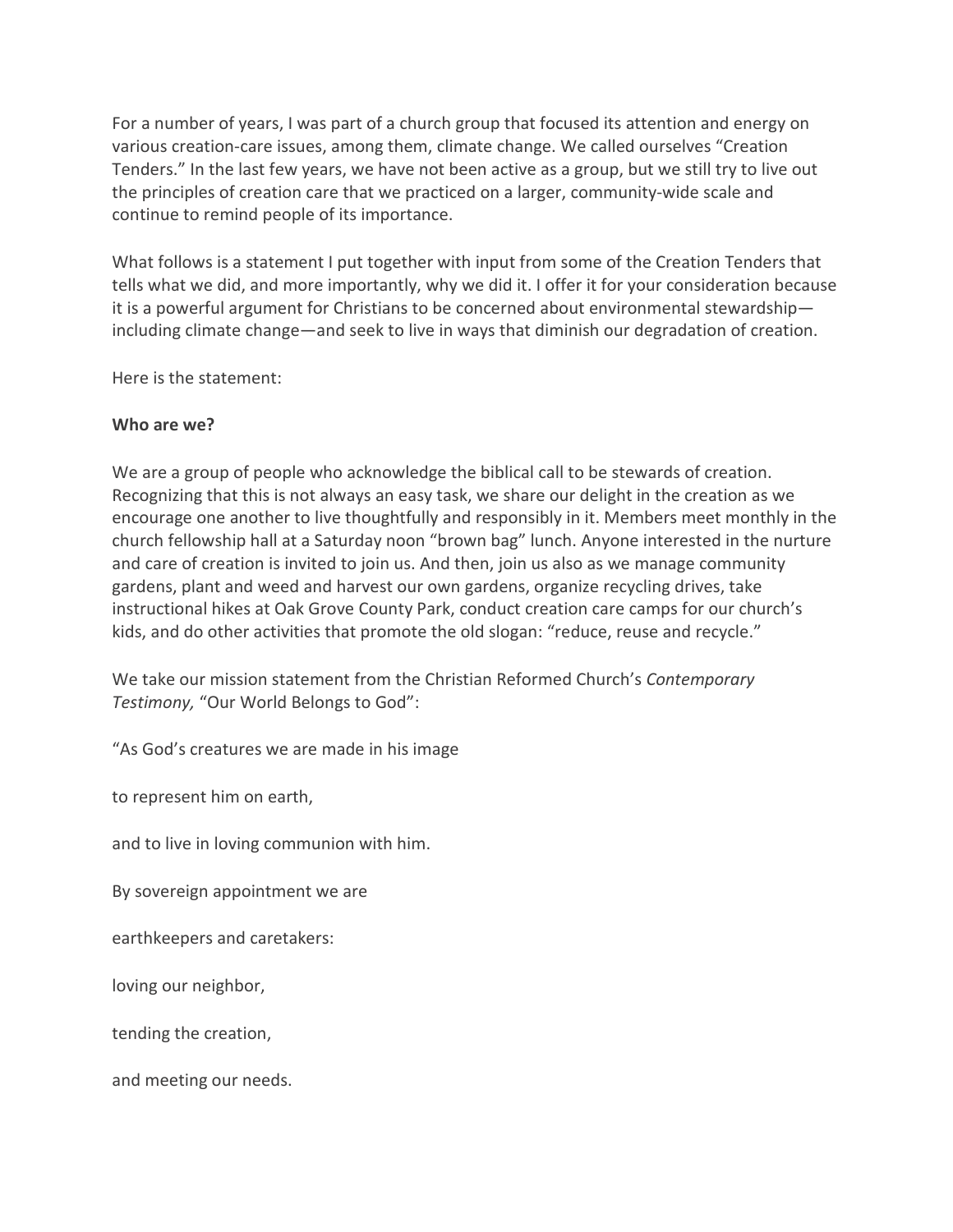For a number of years, I was part of a church group that focused its attention and energy on various creation-care issues, among them, climate change. We called ourselves "Creation Tenders." In the last few years, we have not been active as a group, but we still try to live out the principles of creation care that we practiced on a larger, community-wide scale and continue to remind people of its importance.

What follows is a statement I put together with input from some of the Creation Tenders that tells what we did, and more importantly, why we did it. I offer it for your consideration because it is a powerful argument for Christians to be concerned about environmental stewardship—including climate change—and seek to live in ways that diminish our degradation of creation.

Here is the statement:

**Who are we?**

We are a group of people who acknowledge the biblical call to be stewards of creation. Recognizing that this is not always an easy task, we share our delight in the creation as we encourage one another to live thoughtfully and responsibly in it. Members meet monthly in the church fellowship hall at a Saturday noon "brown bag" lunch. Anyone interested in the nurture and care of creation is invited to join us. And then, join us also as we manage community gardens, plant and weed and harvest our own gardens, organize recycling drives, take instructional hikes at Oak Grove County Park, conduct creation care camps for our church's kids, and do other activities that promote the old slogan: "reduce, reuse and recycle."

We take our mission statement from the Christian Reformed Church's *Contemporary Testimony,* "Our World Belongs to God":

"As God's creatures we are made in his image

to represent him on earth,

and to live in loving communion with him.

By sovereign appointment we are

earthkeepers and caretakers:

loving our neighbor,

tending the creation,

and meeting our needs.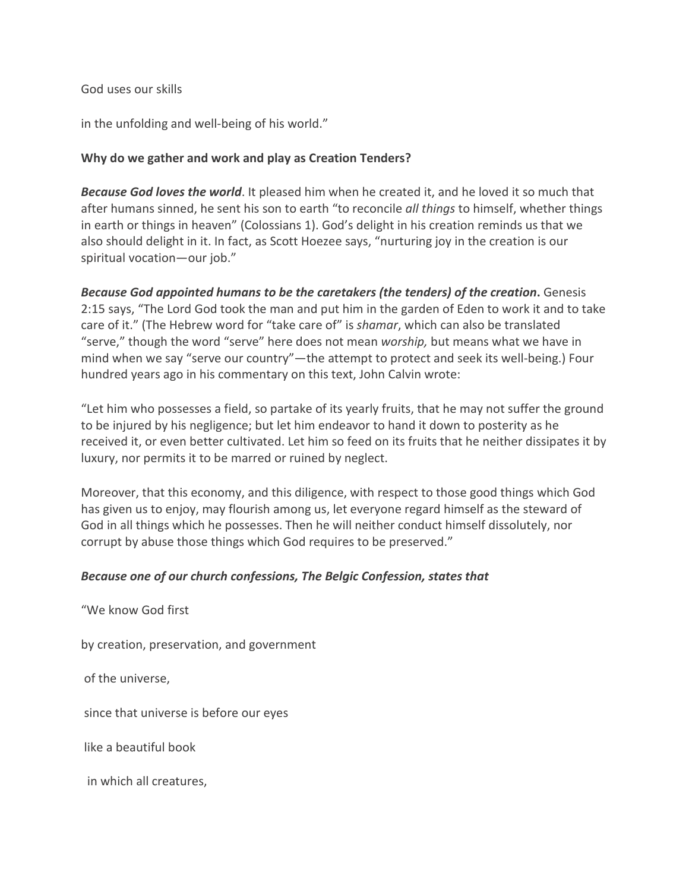God uses our skills

in the unfolding and well-being of his world."

**Why do we gather and work and play as Creation Tenders?**

***Because God loves the world***. It pleased him when he created it, and he loved it so much that after humans sinned, he sent his son to earth "to reconcile *all things* to himself, whether things in earth or things in heaven" (Colossians 1). God's delight in his creation reminds us that we also should delight in it. In fact, as Scott Hoezee says, "nurturing joy in the creation is our spiritual vocation—our job."

***Because God appointed humans to be the caretakers (the tenders) of the creation*.** Genesis 2:15 says, "The Lord God took the man and put him in the garden of Eden to work it and to take care of it." (The Hebrew word for "take care of" is *shamar*, which can also be translated "serve," though the word "serve" here does not mean *worship,* but means what we have in mind when we say "serve our country"—the attempt to protect and seek its well-being.) Four hundred years ago in his commentary on this text, John Calvin wrote:

"Let him who possesses a field, so partake of its yearly fruits, that he may not suffer the ground to be injured by his negligence; but let him endeavor to hand it down to posterity as he received it, or even better cultivated. Let him so feed on its fruits that he neither dissipates it by luxury, nor permits it to be marred or ruined by neglect.

Moreover, that this economy, and this diligence, with respect to those good things which God has given us to enjoy, may flourish among us, let everyone regard himself as the steward of God in all things which he possesses. Then he will neither conduct himself dissolutely, nor corrupt by abuse those things which God requires to be preserved."

***Because one of our church confessions, The Belgic Confession, states that***

"We know God first

by creation, preservation, and government

of the universe,

since that universe is before our eyes

like a beautiful book

in which all creatures,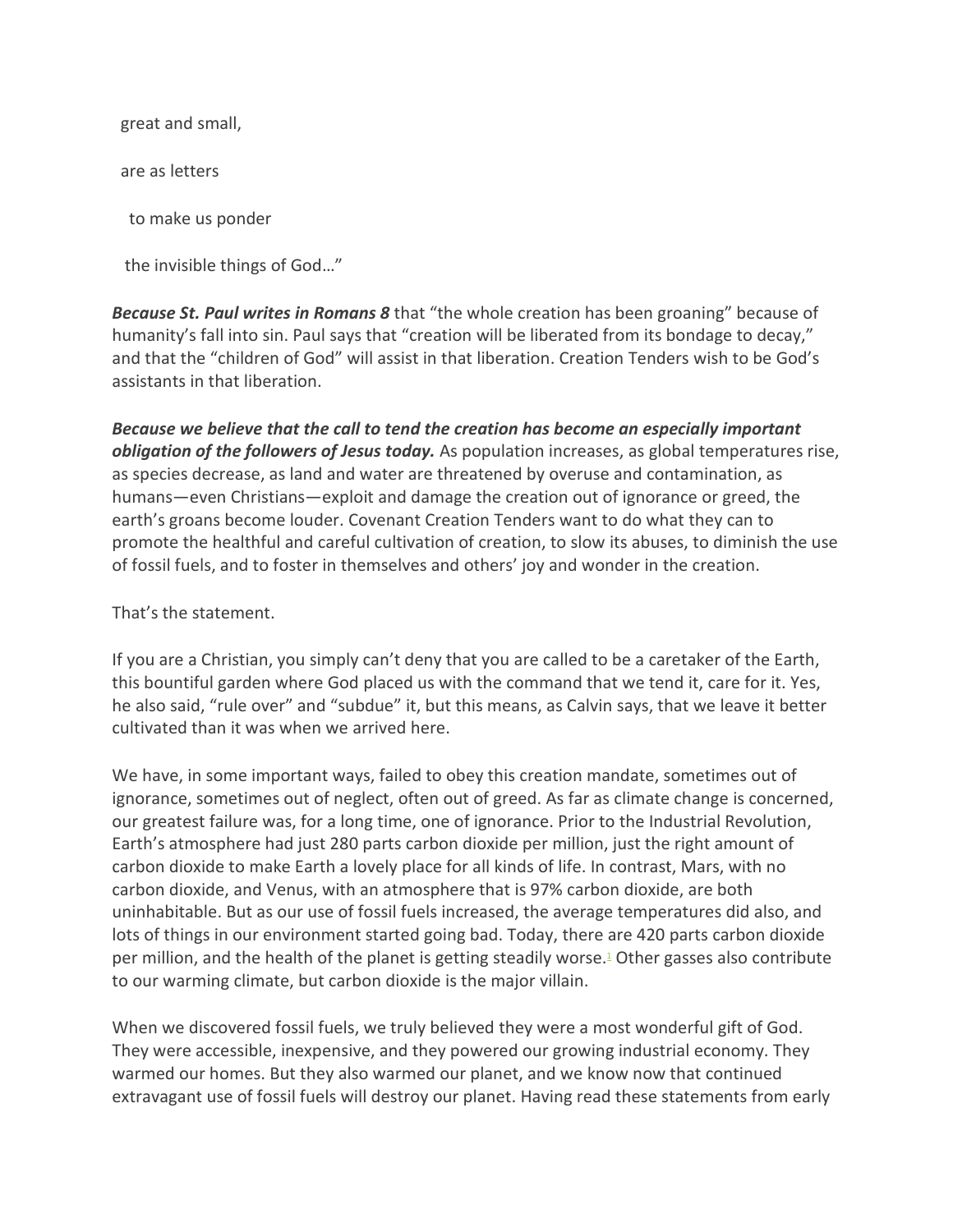great and small,

are as letters

to make us ponder

the invisible things of God…"

***Because St. Paul writes in Romans 8*** that "the whole creation has been groaning" because of humanity's fall into sin. Paul says that "creation will be liberated from its bondage to decay," and that the "children of God" will assist in that liberation. Creation Tenders wish to be God's assistants in that liberation.

***Because we believe that the call to tend the creation has become an especially important obligation of the followers of Jesus today.*** As population increases, as global temperatures rise, as species decrease, as land and water are threatened by overuse and contamination, as humans—even Christians—exploit and damage the creation out of ignorance or greed, the earth's groans become louder. Covenant Creation Tenders want to do what they can to promote the healthful and careful cultivation of creation, to slow its abuses, to diminish the use of fossil fuels, and to foster in themselves and others' joy and wonder in the creation.

That's the statement.

If you are a Christian, you simply can't deny that you are called to be a caretaker of the Earth, this bountiful garden where God placed us with the command that we tend it, care for it. Yes, he also said, "rule over" and "subdue" it, but this means, as Calvin says, that we leave it better cultivated than it was when we arrived here.

We have, in some important ways, failed to obey this creation mandate, sometimes out of ignorance, sometimes out of neglect, often out of greed. As far as climate change is concerned, our greatest failure was, for a long time, one of ignorance. Prior to the Industrial Revolution, Earth's atmosphere had just 280 parts carbon dioxide per million, just the right amount of carbon dioxide to make Earth a lovely place for all kinds of life. In contrast, Mars, with no carbon dioxide, and Venus, with an atmosphere that is 97% carbon dioxide, are both uninhabitable. But as our use of fossil fuels increased, the average temperatures did also, and lots of things in our environment started going bad. Today, there are 420 parts carbon dioxide per million, and the health of the planet is getting steadily worse.[1] Other gasses also contribute to our warming climate, but carbon dioxide is the major villain.

When we discovered fossil fuels, we truly believed they were a most wonderful gift of God. They were accessible, inexpensive, and they powered our growing industrial economy. They warmed our homes. But they also warmed our planet, and we know now that continued extravagant use of fossil fuels will destroy our planet. Having read these statements from early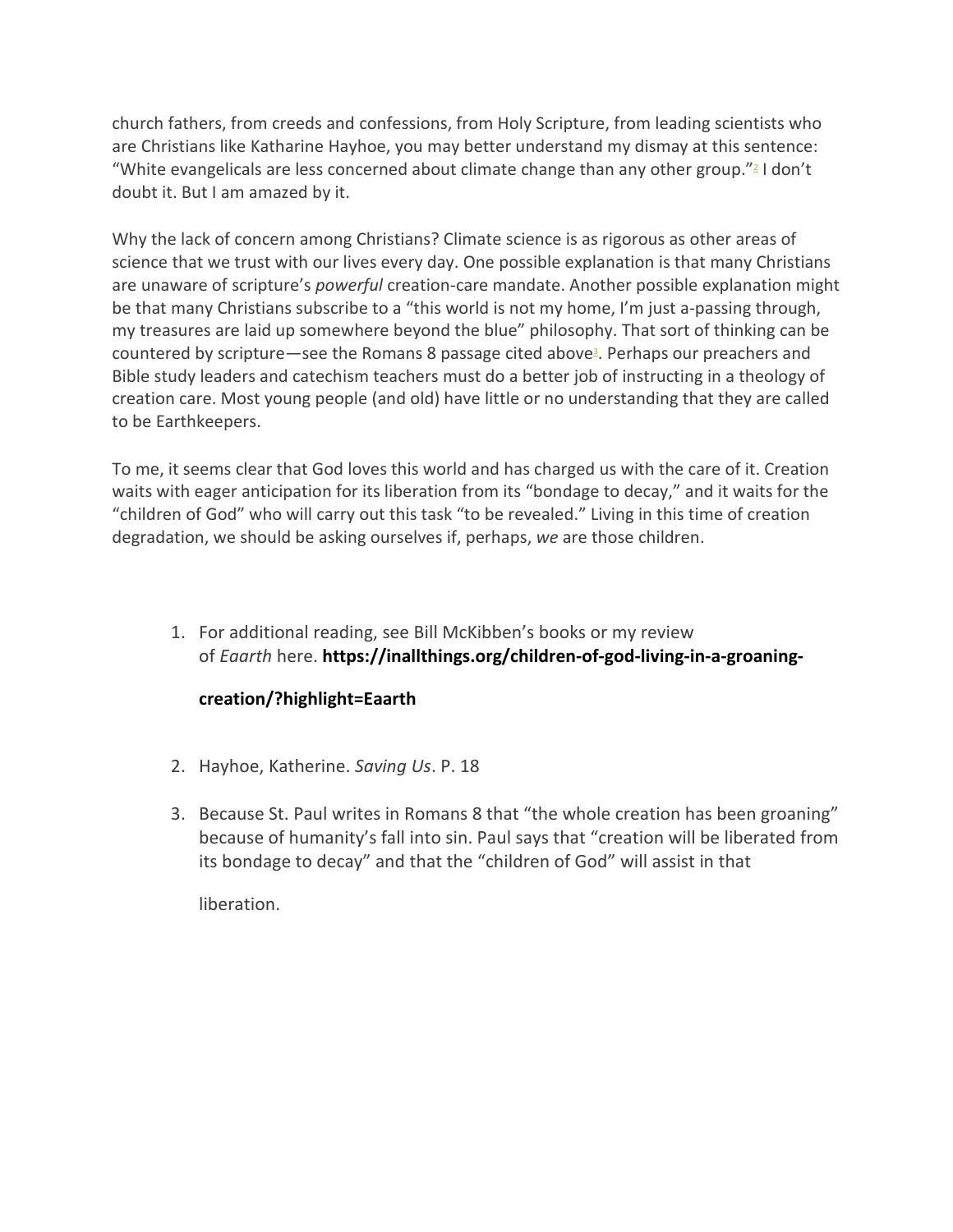church fathers, from creeds and confessions, from Holy Scripture, from leading scientists who are Christians like Katharine Hayhoe, you may better understand my dismay at this sentence: "White evangelicals are less concerned about climate change than any other group."[2] I don't doubt it. But I am amazed by it.

Why the lack of concern among Christians? Climate science is as rigorous as other areas of science that we trust with our lives every day. One possible explanation is that many Christians are unaware of scripture's *powerful* creation-care mandate. Another possible explanation might be that many Christians subscribe to a "this world is not my home, I'm just a-passing through, my treasures are laid up somewhere beyond the blue" philosophy. That sort of thinking can be countered by scripture—see the Romans 8 passage cited above[3]. Perhaps our preachers and Bible study leaders and catechism teachers must do a better job of instructing in a theology of creation care. Most young people (and old) have little or no understanding that they are called to be Earthkeepers.

To me, it seems clear that God loves this world and has charged us with the care of it. Creation waits with eager anticipation for its liberation from its "bondage to decay," and it waits for the "children of God" who will carry out this task "to be revealed." Living in this time of creation degradation, we should be asking ourselves if, perhaps, *we* are those children.

1. For additional reading, see Bill McKibben's books or my review of *Eaarth* here. **https://inallthings.org/children-of-god-living-in-a-groaning-creation/?highlight=Eaarth**

2. Hayhoe, Katherine. *Saving Us*. P. 18

3. Because St. Paul writes in Romans 8 that "the whole creation has been groaning" because of humanity's fall into sin. Paul says that "creation will be liberated from its bondage to decay" and that the "children of God" will assist in that liberation.